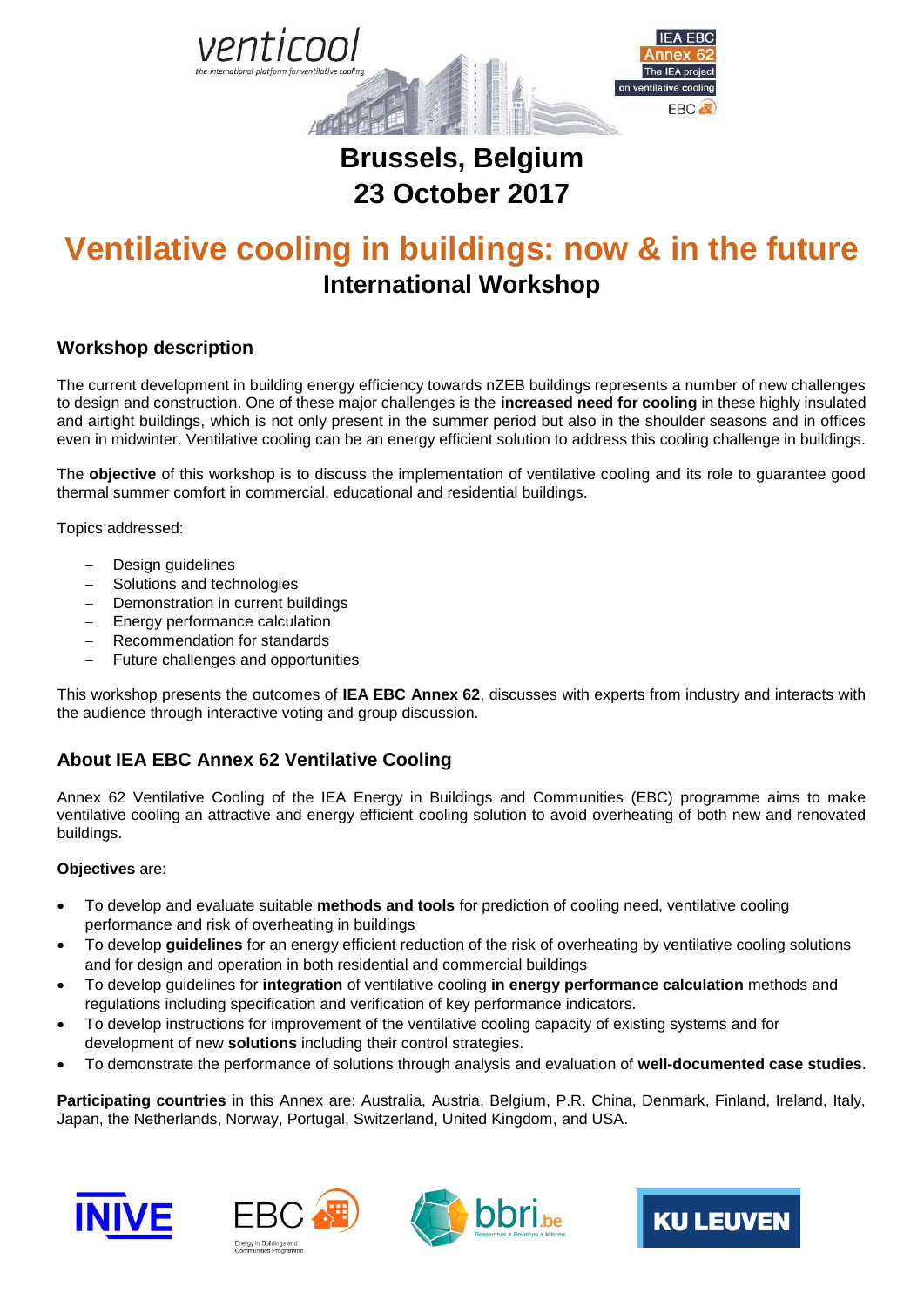**Brussels, Belgium**
**23 October 2017**

# Ventilative cooling in buildings: now & in the future

## International Workshop

### Workshop description

The current development in building energy efficiency towards nZEB buildings represents a number of new challenges to design and construction. One of these major challenges is the **increased need for cooling** in these highly insulated and airtight buildings, which is not only present in the summer period but also in the shoulder seasons and in offices even in midwinter. Ventilative cooling can be an energy efficient solution to address this cooling challenge in buildings.

The **objective** of this workshop is to discuss the implementation of ventilative cooling and its role to guarantee good thermal summer comfort in commercial, educational and residential buildings.

Topics addressed:

- Design guidelines
- Solutions and technologies
- Demonstration in current buildings
- Energy performance calculation
- Recommendation for standards
- Future challenges and opportunities

This workshop presents the outcomes of **IEA EBC Annex 62**, discusses with experts from industry and interacts with the audience through interactive voting and group discussion.

### About IEA EBC Annex 62 Ventilative Cooling

Annex 62 Ventilative Cooling of the IEA Energy in Buildings and Communities (EBC) programme aims to make ventilative cooling an attractive and energy efficient cooling solution to avoid overheating of both new and renovated buildings.

**Objectives** are:

- To develop and evaluate suitable **methods and tools** for prediction of cooling need, ventilative cooling performance and risk of overheating in buildings
- To develop **guidelines** for an energy efficient reduction of the risk of overheating by ventilative cooling solutions and for design and operation in both residential and commercial buildings
- To develop guidelines for **integration** of ventilative cooling **in energy performance calculation** methods and regulations including specification and verification of key performance indicators.
- To develop instructions for improvement of the ventilative cooling capacity of existing systems and for development of new **solutions** including their control strategies.
- To demonstrate the performance of solutions through analysis and evaluation of **well-documented case studies**.

**Participating countries** in this Annex are: Australia, Austria, Belgium, P.R. China, Denmark, Finland, Ireland, Italy, Japan, the Netherlands, Norway, Portugal, Switzerland, United Kingdom, and USA.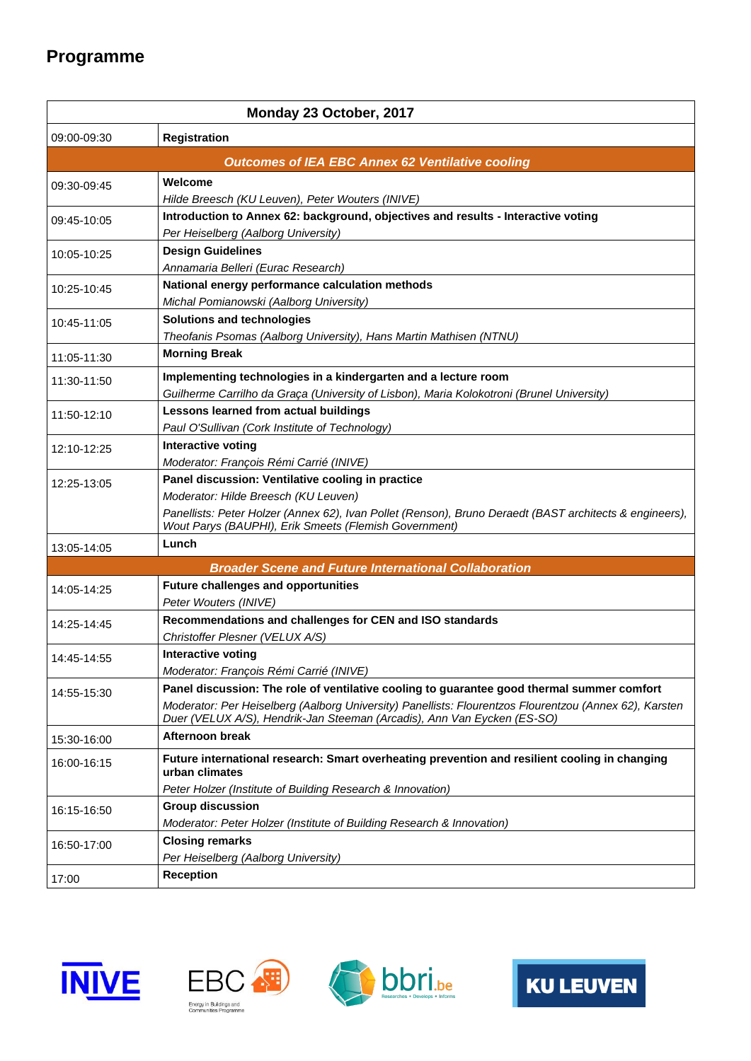## Programme

| Monday 23 October, 2017 | |
|---|---|
| 09:00-09:30 | **Registration** |
| | ***Outcomes of IEA EBC Annex 62 Ventilative cooling*** |
| 09:30-09:45 | **Welcome**<br>*Hilde Breesch (KU Leuven), Peter Wouters (INIVE)* |
| 09:45-10:05 | **Introduction to Annex 62: background, objectives and results - Interactive voting**<br>*Per Heiselberg (Aalborg University)* |
| 10:05-10:25 | **Design Guidelines**<br>*Annamaria Belleri (Eurac Research)* |
| 10:25-10:45 | **National energy performance calculation methods**<br>*Michal Pomianowski (Aalborg University)* |
| 10:45-11:05 | **Solutions and technologies**<br>*Theofanis Psomas (Aalborg University), Hans Martin Mathisen (NTNU)* |
| 11:05-11:30 | **Morning Break** |
| 11:30-11:50 | **Implementing technologies in a kindergarten and a lecture room**<br>*Guilherme Carrilho da Graça (University of Lisbon), Maria Kolokotroni (Brunel University)* |
| 11:50-12:10 | **Lessons learned from actual buildings**<br>*Paul O'Sullivan (Cork Institute of Technology)* |
| 12:10-12:25 | **Interactive voting**<br>*Moderator: François Rémi Carrié (INIVE)* |
| 12:25-13:05 | **Panel discussion: Ventilative cooling in practice**<br>*Moderator: Hilde Breesch (KU Leuven)*<br>*Panellists: Peter Holzer (Annex 62), Ivan Pollet (Renson), Bruno Deraedt (BAST architects & engineers), Wout Parys (BAUPHI), Erik Smeets (Flemish Government)* |
| 13:05-14:05 | **Lunch** |
| | ***Broader Scene and Future International Collaboration*** |
| 14:05-14:25 | **Future challenges and opportunities**<br>*Peter Wouters (INIVE)* |
| 14:25-14:45 | **Recommendations and challenges for CEN and ISO standards**<br>*Christoffer Plesner (VELUX A/S)* |
| 14:45-14:55 | **Interactive voting**<br>*Moderator: François Rémi Carrié (INIVE)* |
| 14:55-15:30 | **Panel discussion: The role of ventilative cooling to guarantee good thermal summer comfort**<br>*Moderator: Per Heiselberg (Aalborg University) Panellists: Flourentzos Flourentzou (Annex 62), Karsten Duer (VELUX A/S), Hendrik-Jan Steeman (Arcadis), Ann Van Eycken (ES-SO)* |
| 15:30-16:00 | **Afternoon break** |
| 16:00-16:15 | **Future international research: Smart overheating prevention and resilient cooling in changing urban climates**<br>*Peter Holzer (Institute of Building Research & Innovation)* |
| 16:15-16:50 | **Group discussion**<br>*Moderator: Peter Holzer (Institute of Building Research & Innovation)* |
| 16:50-17:00 | **Closing remarks**<br>*Per Heiselberg (Aalborg University)* |
| 17:00 | **Reception** |

INIVE | EBC Energy in Buildings and Communities Programme | bbri.be Researches • Develops • Informs | KU LEUVEN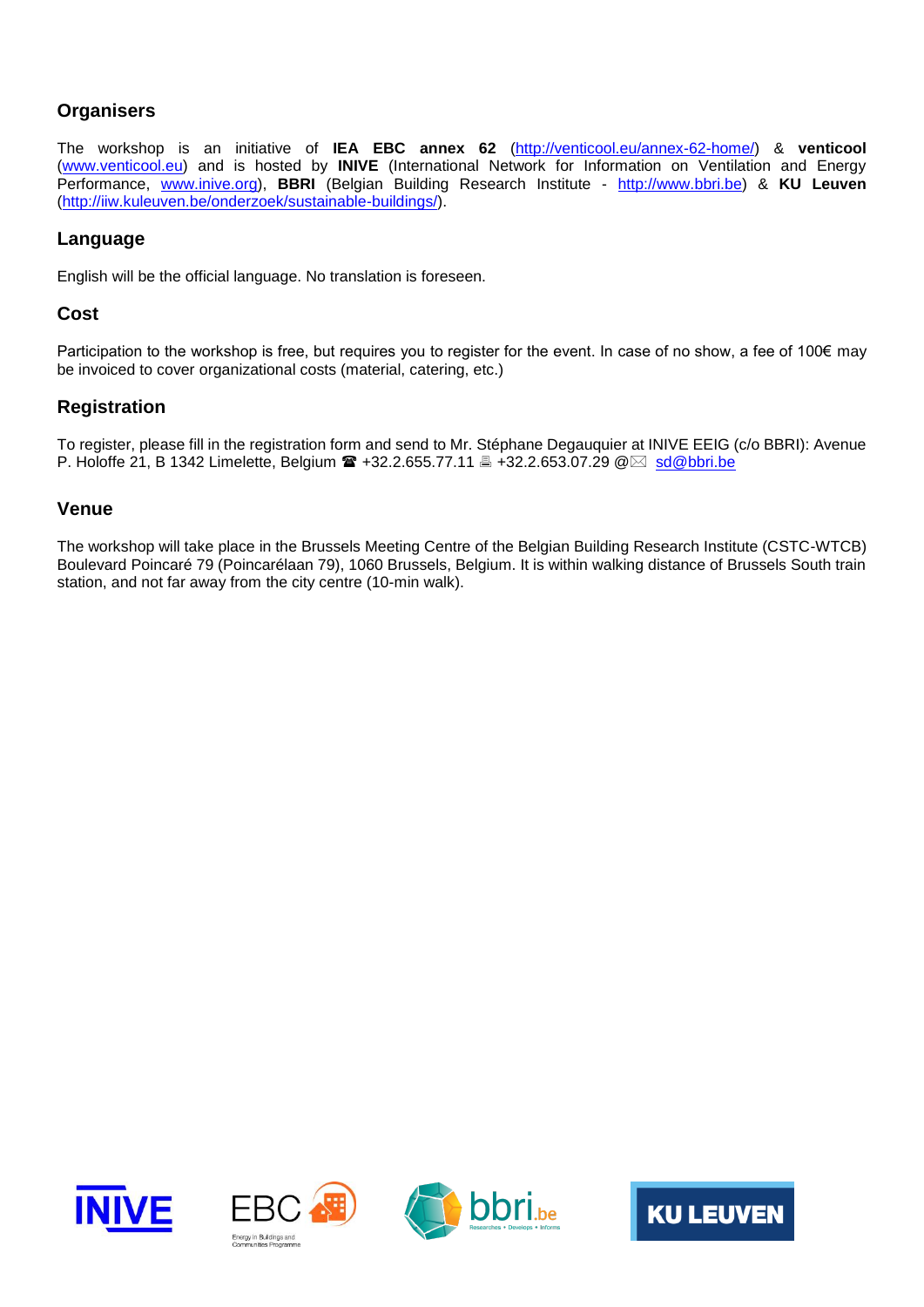## Organisers

The workshop is an initiative of **IEA EBC annex 62** (http://venticool.eu/annex-62-home/) & **venticool** (www.venticool.eu) and is hosted by **INIVE** (International Network for Information on Ventilation and Energy Performance, www.inive.org), **BBRI** (Belgian Building Research Institute - http://www.bbri.be) & **KU Leuven** (http://iiw.kuleuven.be/onderzoek/sustainable-buildings/).

## Language

English will be the official language. No translation is foreseen.

## Cost

Participation to the workshop is free, but requires you to register for the event. In case of no show, a fee of 100€ may be invoiced to cover organizational costs (material, catering, etc.)

## Registration

To register, please fill in the registration form and send to Mr. Stéphane Degauquier at INIVE EEIG (c/o BBRI): Avenue P. Holoffe 21, B 1342 Limelette, Belgium ☎ +32.2.655.77.11 🖷 +32.2.653.07.29 @✉ sd@bbri.be

## Venue

The workshop will take place in the Brussels Meeting Centre of the Belgian Building Research Institute (CSTC-WTCB) Boulevard Poincaré 79 (Poincarélaan 79), 1060 Brussels, Belgium. It is within walking distance of Brussels South train station, and not far away from the city centre (10-min walk).

INIVE

EBC Energy in Buildings and Communities Programme

bbri.be Researches • Develops • Informs

KU LEUVEN